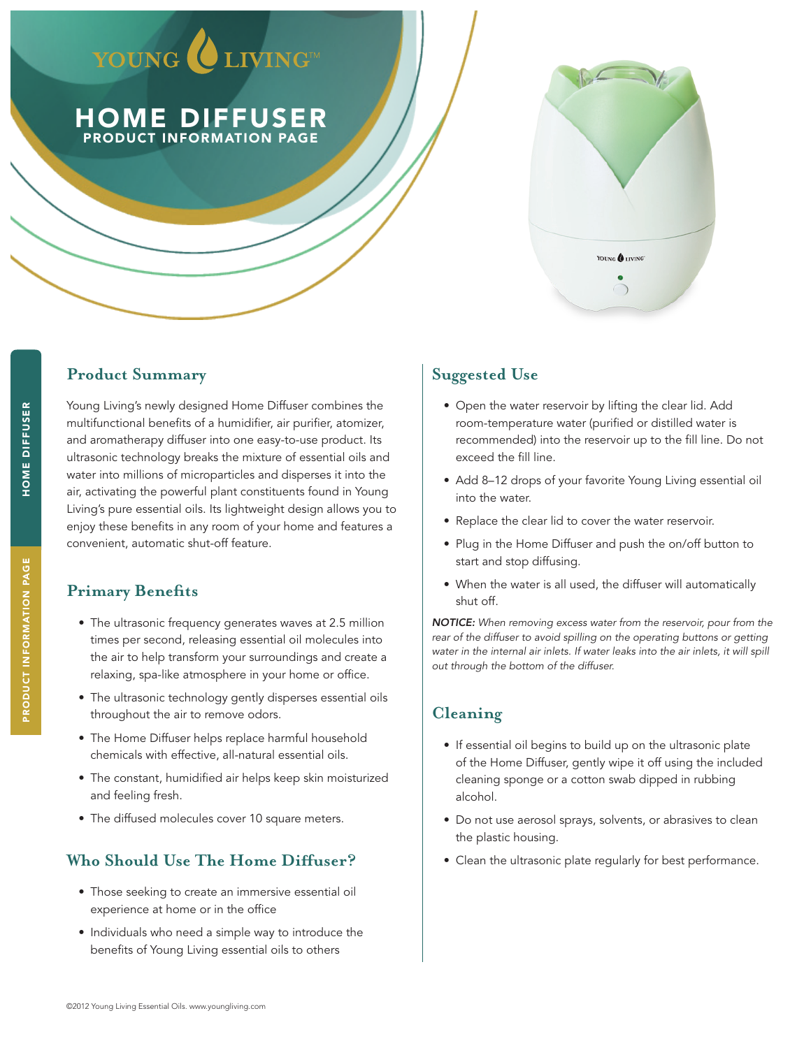# HOME DIFFUSER

## PRODUCT INFORMATION PAGE

## Product Summary

Young Living's newly designed Home Diffuser combines the multifunctional benefits of a humidifier, air purifier, atomizer, and aromatherapy diffuser into one easy-to-use product. Its ultrasonic technology breaks the mixture of essential oils and water into millions of microparticles and disperses it into the air, activating the powerful plant constituents found in Young Living's pure essential oils. Its lightweight design allows you to enjoy these benefits in any room of your home and features a convenient, automatic shut-off feature.

## Primary Benefits

- The ultrasonic frequency generates waves at 2.5 million times per second, releasing essential oil molecules into the air to help transform your surroundings and create a relaxing, spa-like atmosphere in your home or office.
- The ultrasonic technology gently disperses essential oils throughout the air to remove odors.
- The Home Diffuser helps replace harmful household chemicals with effective, all-natural essential oils.
- The constant, humidified air helps keep skin moisturized and feeling fresh.
- The diffused molecules cover 10 square meters.

## Who Should Use The Home Diffuser?

- Those seeking to create an immersive essential oil experience at home or in the office
- Individuals who need a simple way to introduce the benefits of Young Living essential oils to others

## Suggested Use

- Open the water reservoir by lifting the clear lid. Add room-temperature water (purified or distilled water is recommended) into the reservoir up to the fill line. Do not exceed the fill line.
- Add 8–12 drops of your favorite Young Living essential oil into the water.
- Replace the clear lid to cover the water reservoir.
- Plug in the Home Diffuser and push the on/off button to start and stop diffusing.
- When the water is all used, the diffuser will automatically shut off.

***NOTICE:*** *When removing excess water from the reservoir, pour from the rear of the diffuser to avoid spilling on the operating buttons or getting water in the internal air inlets. If water leaks into the air inlets, it will spill out through the bottom of the diffuser.*

## Cleaning

- If essential oil begins to build up on the ultrasonic plate of the Home Diffuser, gently wipe it off using the included cleaning sponge or a cotton swab dipped in rubbing alcohol.
- Do not use aerosol sprays, solvents, or abrasives to clean the plastic housing.
- Clean the ultrasonic plate regularly for best performance.

©2012 Young Living Essential Oils. www.youngliving.com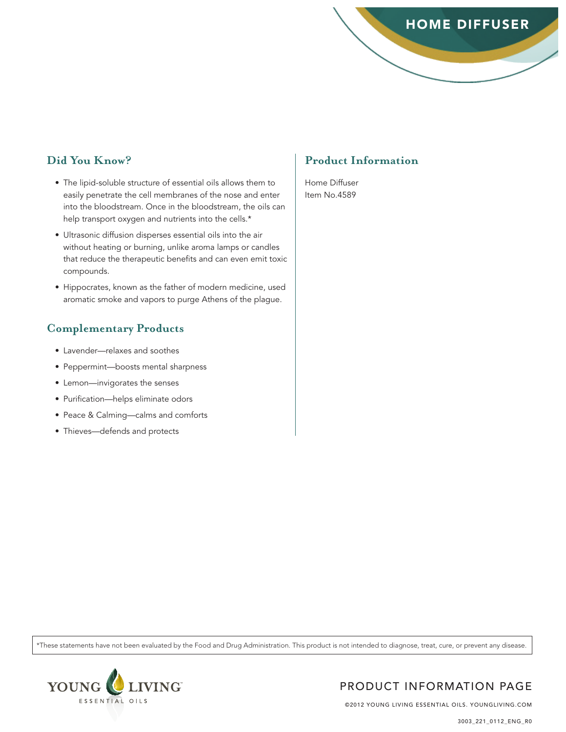# HOME DIFFUSER

## Did You Know?

- The lipid-soluble structure of essential oils allows them to easily penetrate the cell membranes of the nose and enter into the bloodstream. Once in the bloodstream, the oils can help transport oxygen and nutrients into the cells.*
- Ultrasonic diffusion disperses essential oils into the air without heating or burning, unlike aroma lamps or candles that reduce the therapeutic benefits and can even emit toxic compounds.
- Hippocrates, known as the father of modern medicine, used aromatic smoke and vapors to purge Athens of the plague.

## Complementary Products

- Lavender—relaxes and soothes
- Peppermint—boosts mental sharpness
- Lemon—invigorates the senses
- Purification—helps eliminate odors
- Peace & Calming—calms and comforts
- Thieves—defends and protects

## Product Information

Home Diffuser
Item No.4589

*These statements have not been evaluated by the Food and Drug Administration. This product is not intended to diagnose, treat, cure, or prevent any disease.

YOUNG LIVING ESSENTIAL OILS

PRODUCT INFORMATION PAGE

©2012 YOUNG LIVING ESSENTIAL OILS. YOUNGLIVING.COM

3003_221_0112_ENG_R0